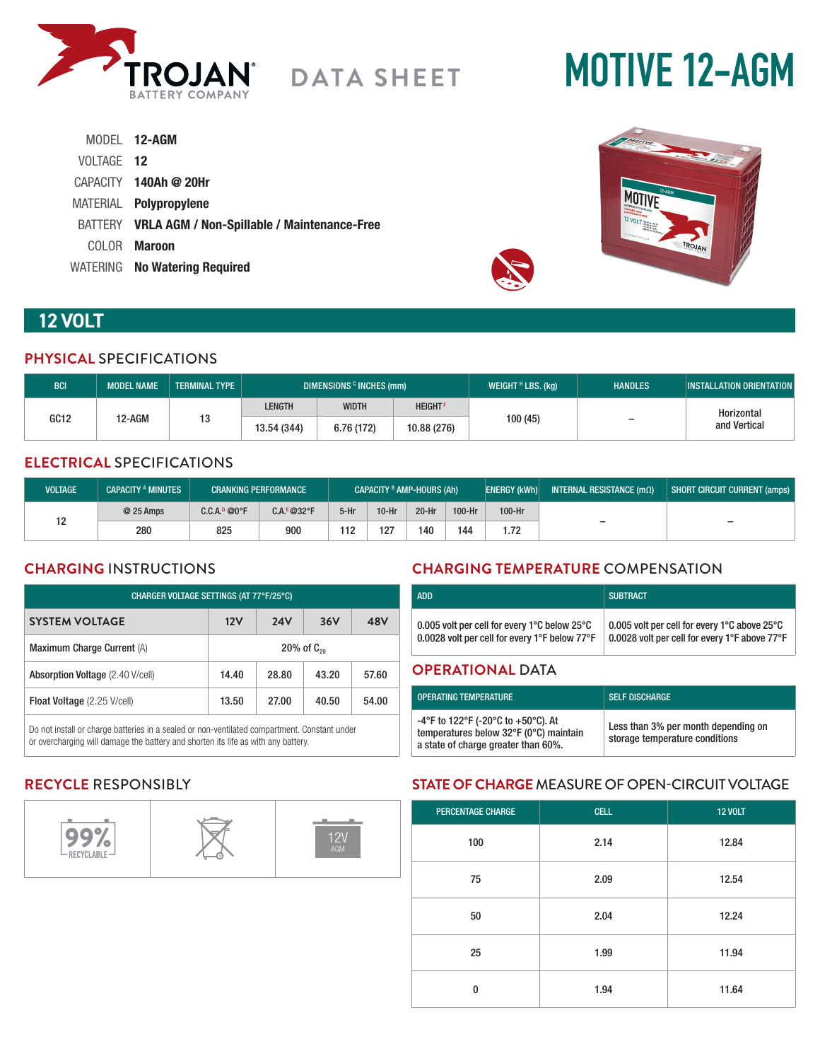# TROJAN BATTERY COMPANY — DATA SHEET

# MOTIVE 12-AGM

MODEL **12-AGM**
VOLTAGE **12**
CAPACITY **140Ah @ 20Hr**
MATERIAL **Polypropylene**
BATTERY **VRLA AGM / Non-Spillable / Maintenance-Free**
COLOR **Maroon**
WATERING **No Watering Required**

## 12 VOLT

### PHYSICAL SPECIFICATIONS

| BCI | MODEL NAME | TERMINAL TYPE | DIMENSIONS [C] INCHES (mm) | | | WEIGHT [H] LBS. (kg) | HANDLES | INSTALLATION ORIENTATION |
|---|---|---|---|---|---|---|---|---|
| | | | LENGTH | WIDTH | HEIGHT [F] | | | |
| GC12 | 12-AGM | 13 | 13.54 (344) | 6.76 (172) | 10.88 (276) | 100 (45) | – | Horizontal and Vertical |

### ELECTRICAL SPECIFICATIONS

| VOLTAGE | CAPACITY [A] MINUTES | CRANKING PERFORMANCE | | CAPACITY [B] AMP-HOURS (Ah) | | | | ENERGY (kWh) | INTERNAL RESISTANCE (mΩ) | SHORT CIRCUIT CURRENT (amps) |
|---|---|---|---|---|---|---|---|---|---|---|
| | @ 25 Amps | C.C.A.[D] @0°F | C.A.[E] @32°F | 5-Hr | 10-Hr | 20-Hr | 100-Hr | 100-Hr | | |
| 12 | 280 | 825 | 900 | 112 | 127 | 140 | 144 | 1.72 | – | – |

### CHARGING INSTRUCTIONS

| CHARGER VOLTAGE SETTINGS (AT 77°F/25°C) | | | | |
|---|---|---|---|---|
| SYSTEM VOLTAGE | 12V | 24V | 36V | 48V |
| Maximum Charge Current (A) | 20% of $C_{20}$ | | | |
| Absorption Voltage (2.40 V/cell) | 14.40 | 28.80 | 43.20 | 57.60 |
| Float Voltage (2.25 V/cell) | 13.50 | 27.00 | 40.50 | 54.00 |

Do not install or charge batteries in a sealed or non-ventilated compartment. Constant under or overcharging will damage the battery and shorten its life as with any battery.

### CHARGING TEMPERATURE COMPENSATION

| ADD | SUBTRACT |
|---|---|
| 0.005 volt per cell for every 1°C below 25°C<br>0.0028 volt per cell for every 1°F below 77°F | 0.005 volt per cell for every 1°C above 25°C<br>0.0028 volt per cell for every 1°F above 77°F |

### OPERATIONAL DATA

| OPERATING TEMPERATURE | SELF DISCHARGE |
|---|---|
| -4°F to 122°F (-20°C to +50°C). At temperatures below 32°F (0°C) maintain a state of charge greater than 60%. | Less than 3% per month depending on storage temperature conditions |

### RECYCLE RESPONSIBLY

99% RECYCLABLE

12V AGM

### STATE OF CHARGE MEASURE OF OPEN-CIRCUIT VOLTAGE

| PERCENTAGE CHARGE | CELL | 12 VOLT |
|---|---|---|
| 100 | 2.14 | 12.84 |
| 75 | 2.09 | 12.54 |
| 50 | 2.04 | 12.24 |
| 25 | 1.99 | 11.94 |
| 0 | 1.94 | 11.64 |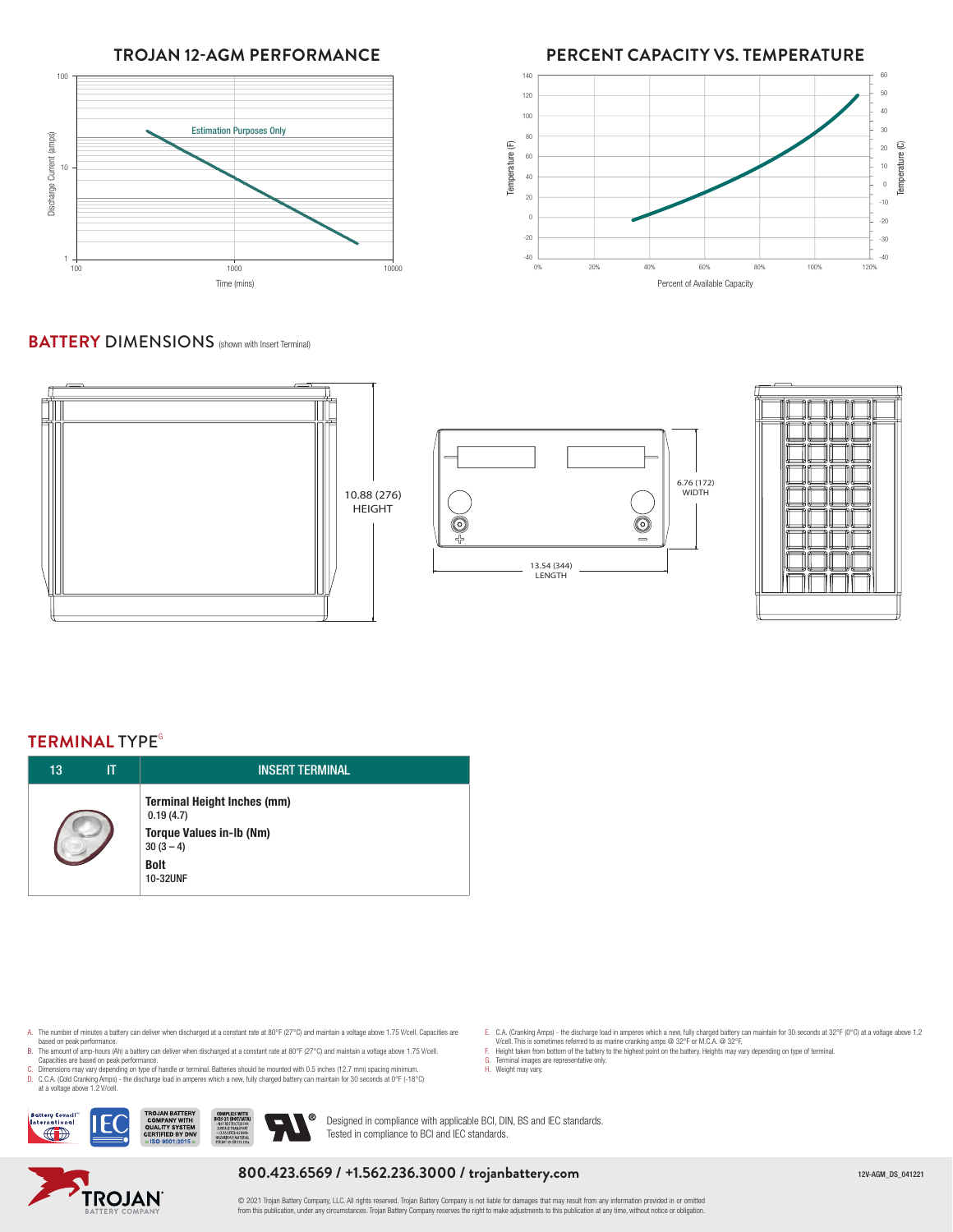## TROJAN 12-AGM PERFORMANCE

Discharge Current (amps)
100
10
1
Estimation Purposes Only
100
1000
10000
Time (mins)

## PERCENT CAPACITY VS. TEMPERATURE

Temperature (F)
140
120
100
80
60
40
20
0
-20
-40
Temperature (C)
60
50
40
30
20
10
0
-10
-20
-30
-40
0%
20%
40%
60%
80%
100%
120%
Percent of Available Capacity

## BATTERY DIMENSIONS (shown with Insert Terminal)

10.88 (276)
HEIGHT

6.76 (172)
WIDTH

13.54 (344)
LENGTH

## TERMINAL TYPE[G]

| 13 IT | INSERT TERMINAL |
| --- | --- |
| | **Terminal Height Inches (mm)**<br>0.19 (4.7)<br>**Torque Values in-lb (Nm)**<br>30 (3 – 4)<br>**Bolt**<br>10-32UNF |

A. The number of minutes a battery can deliver when discharged at a constant rate at 80°F (27°C) and maintain a voltage above 1.75 V/cell. Capacities are based on peak performance.
B. The amount of amp-hours (Ah) a battery can deliver when discharged at a constant rate at 80°F (27°C) and maintain a voltage above 1.75 V/cell. Capacities are based on peak performance.
C. Dimensions may vary depending on type of handle or terminal. Batteries should be mounted with 0.5 inches (12.7 mm) spacing minimum.
D. C.C.A. (Cold Cranking Amps) - the discharge load in amperes which a new, fully charged battery can maintain for 30 seconds at 0°F (-18°C) at a voltage above 1.2 V/cell.
E. C.A. (Cranking Amps) - the discharge load in amperes which a new, fully charged battery can maintain for 30 seconds at 32°F (0°C) at a voltage above 1.2 V/cell. This is sometimes referred to as marine cranking amps @ 32°F or M.C.A. @ 32°F.
F. Height taken from bottom of the battery to the highest point on the battery. Heights may vary depending on type of terminal.
G. Terminal images are representative only.
H. Weight may vary.

Battery Council International

IEC

TROJAN BATTERY COMPANY WITH QUALITY SYSTEM CERTIFIED BY DNV = ISO 9001:2015 =

Designed in compliance with applicable BCI, DIN, BS and IEC standards.
Tested in compliance to BCI and IEC standards.

TROJAN BATTERY COMPANY

**800.423.6569 / +1.562.236.3000 / trojanbattery.com**

12V-AGM_DS_041221

© 2021 Trojan Battery Company, LLC. All rights reserved. Trojan Battery Company is not liable for damages that may result from any information provided in or omitted from this publication, under any circumstances. Trojan Battery Company reserves the right to make adjustments to this publication at any time, without notice or obligation.